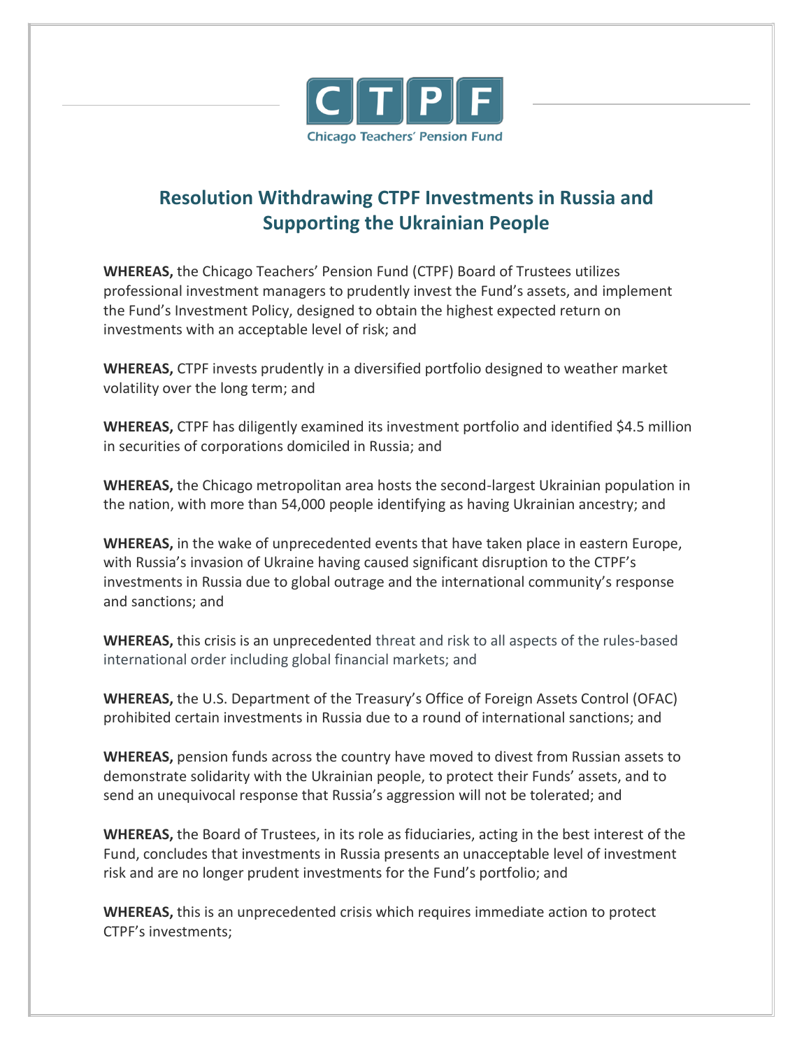CTPF

Chicago Teachers' Pension Fund

# Resolution Withdrawing CTPF Investments in Russia and Supporting the Ukrainian People

**WHEREAS,** the Chicago Teachers' Pension Fund (CTPF) Board of Trustees utilizes professional investment managers to prudently invest the Fund's assets, and implement the Fund's Investment Policy, designed to obtain the highest expected return on investments with an acceptable level of risk; and

**WHEREAS,** CTPF invests prudently in a diversified portfolio designed to weather market volatility over the long term; and

**WHEREAS,** CTPF has diligently examined its investment portfolio and identified $4.5 million in securities of corporations domiciled in Russia; and

**WHEREAS,** the Chicago metropolitan area hosts the second-largest Ukrainian population in the nation, with more than 54,000 people identifying as having Ukrainian ancestry; and

**WHEREAS,** in the wake of unprecedented events that have taken place in eastern Europe, with Russia's invasion of Ukraine having caused significant disruption to the CTPF's investments in Russia due to global outrage and the international community's response and sanctions; and

**WHEREAS,** this crisis is an unprecedented threat and risk to all aspects of the rules-based international order including global financial markets; and

**WHEREAS,** the U.S. Department of the Treasury's Office of Foreign Assets Control (OFAC) prohibited certain investments in Russia due to a round of international sanctions; and

**WHEREAS,** pension funds across the country have moved to divest from Russian assets to demonstrate solidarity with the Ukrainian people, to protect their Funds' assets, and to send an unequivocal response that Russia's aggression will not be tolerated; and

**WHEREAS,** the Board of Trustees, in its role as fiduciaries, acting in the best interest of the Fund, concludes that investments in Russia presents an unacceptable level of investment risk and are no longer prudent investments for the Fund's portfolio; and

**WHEREAS,** this is an unprecedented crisis which requires immediate action to protect CTPF's investments;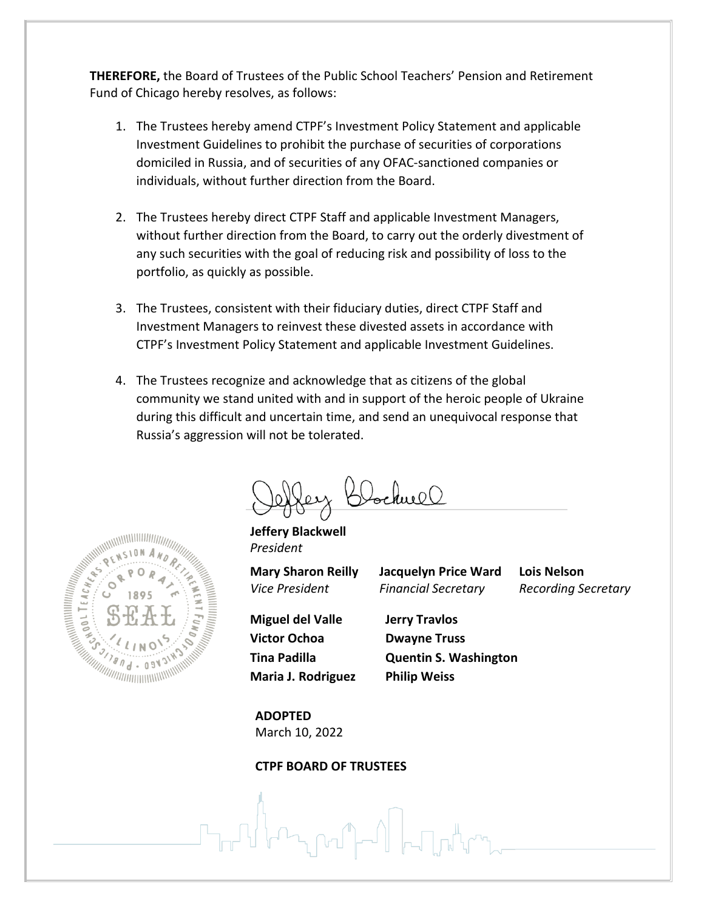**THEREFORE,** the Board of Trustees of the Public School Teachers' Pension and Retirement Fund of Chicago hereby resolves, as follows:

1. The Trustees hereby amend CTPF's Investment Policy Statement and applicable Investment Guidelines to prohibit the purchase of securities of corporations domiciled in Russia, and of securities of any OFAC-sanctioned companies or individuals, without further direction from the Board.

2. The Trustees hereby direct CTPF Staff and applicable Investment Managers, without further direction from the Board, to carry out the orderly divestment of any such securities with the goal of reducing risk and possibility of loss to the portfolio, as quickly as possible.

3. The Trustees, consistent with their fiduciary duties, direct CTPF Staff and Investment Managers to reinvest these divested assets in accordance with CTPF's Investment Policy Statement and applicable Investment Guidelines.

4. The Trustees recognize and acknowledge that as citizens of the global community we stand united with and in support of the heroic people of Ukraine during this difficult and uncertain time, and send an unequivocal response that Russia's aggression will not be tolerated.

**Jeffery Blackwell**
*President*

**Mary Sharon Reilly**
*Vice President*

**Jacquelyn Price Ward**
*Financial Secretary*

**Lois Nelson**
*Recording Secretary*

**Miguel del Valle**
**Victor Ochoa**
**Tina Padilla**
**Maria J. Rodriguez**
**Jerry Travlos**
**Dwayne Truss**
**Quentin S. Washington**
**Philip Weiss**

**ADOPTED**
March 10, 2022

**CTPF BOARD OF TRUSTEES**